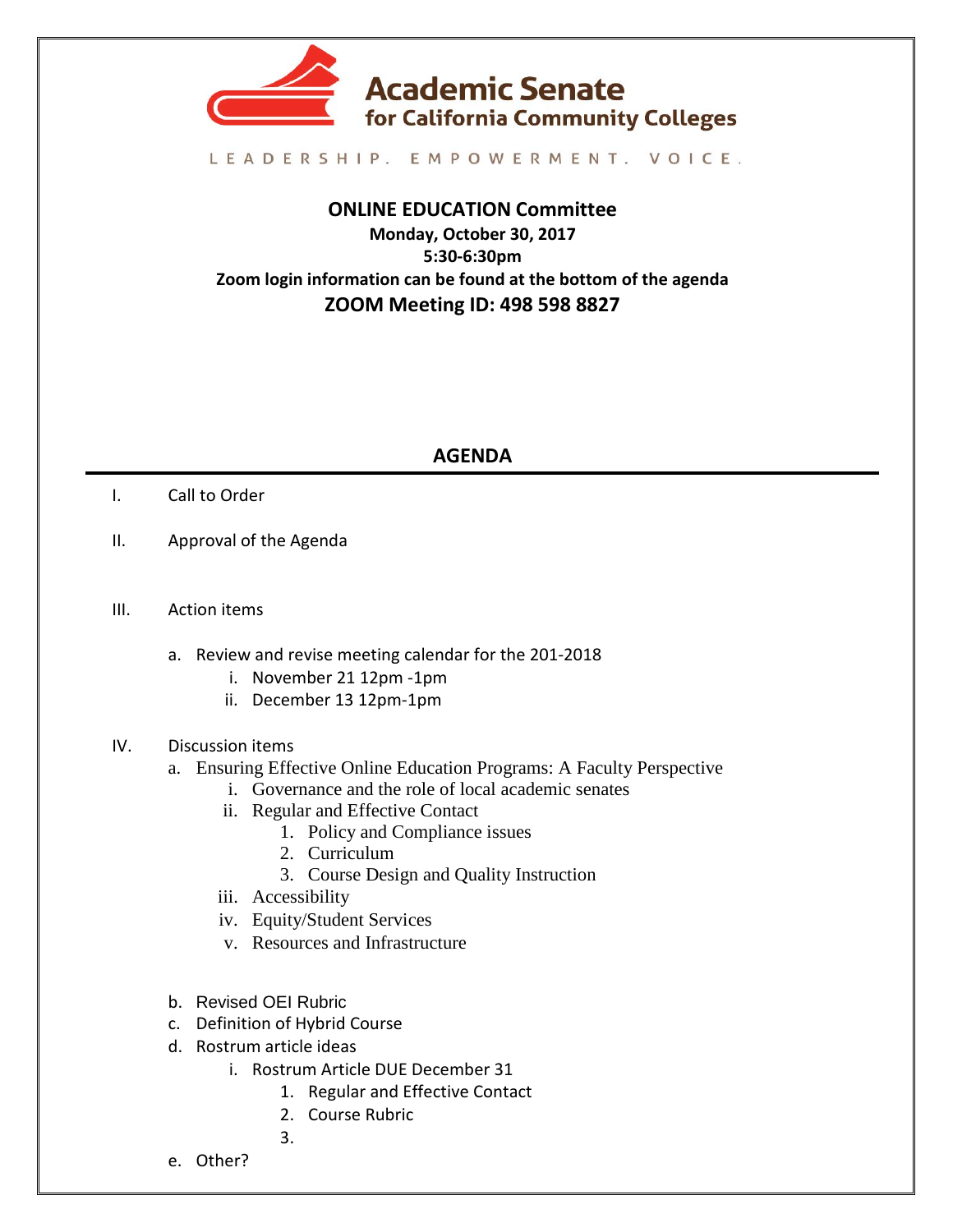**Academic Senate for California Community Colleges**

LEADERSHIP. EMPOWERMENT. VOICE.

# ONLINE EDUCATION Committee

**Monday, October 30, 2017**
**5:30-6:30pm**
**Zoom login information can be found at the bottom of the agenda**
**ZOOM Meeting ID: 498 598 8827**

## AGENDA

I. Call to Order

II. Approval of the Agenda

III. Action items

a. Review and revise meeting calendar for the 201-2018
   i. November 21 12pm -1pm
   ii. December 13 12pm-1pm

IV. Discussion items

a. Ensuring Effective Online Education Programs: A Faculty Perspective
   i. Governance and the role of local academic senates
   ii. Regular and Effective Contact
      1. Policy and Compliance issues
      2. Curriculum
      3. Course Design and Quality Instruction
   iii. Accessibility
   iv. Equity/Student Services
   v. Resources and Infrastructure

b. Revised OEI Rubric
c. Definition of Hybrid Course
d. Rostrum article ideas
   i. Rostrum Article DUE December 31
      1. Regular and Effective Contact
      2. Course Rubric
      3.
e. Other?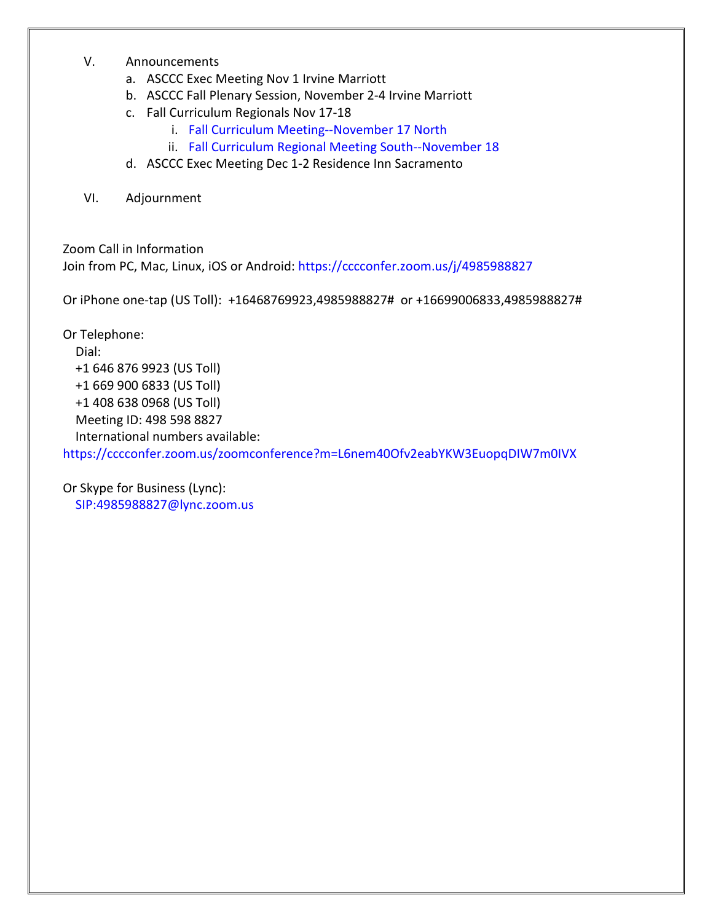V. Announcements

  a. ASCCC Exec Meeting Nov 1 Irvine Marriott
  b. ASCCC Fall Plenary Session, November 2-4 Irvine Marriott
  c. Fall Curriculum Regionals Nov 17-18
     i. Fall Curriculum Meeting--November 17 North
     ii. Fall Curriculum Regional Meeting South--November 18
  d. ASCCC Exec Meeting Dec 1-2 Residence Inn Sacramento

VI. Adjournment

Zoom Call in Information
Join from PC, Mac, Linux, iOS or Android: https://cccconfer.zoom.us/j/4985988827

Or iPhone one-tap (US Toll): +16468769923,4985988827# or +16699006833,4985988827#

Or Telephone:
  Dial:
  +1 646 876 9923 (US Toll)
  +1 669 900 6833 (US Toll)
  +1 408 638 0968 (US Toll)
  Meeting ID: 498 598 8827
  International numbers available:
https://cccconfer.zoom.us/zoomconference?m=L6nem40Ofv2eabYKW3EuopqDIW7m0IVX

Or Skype for Business (Lync):
  SIP:4985988827@lync.zoom.us